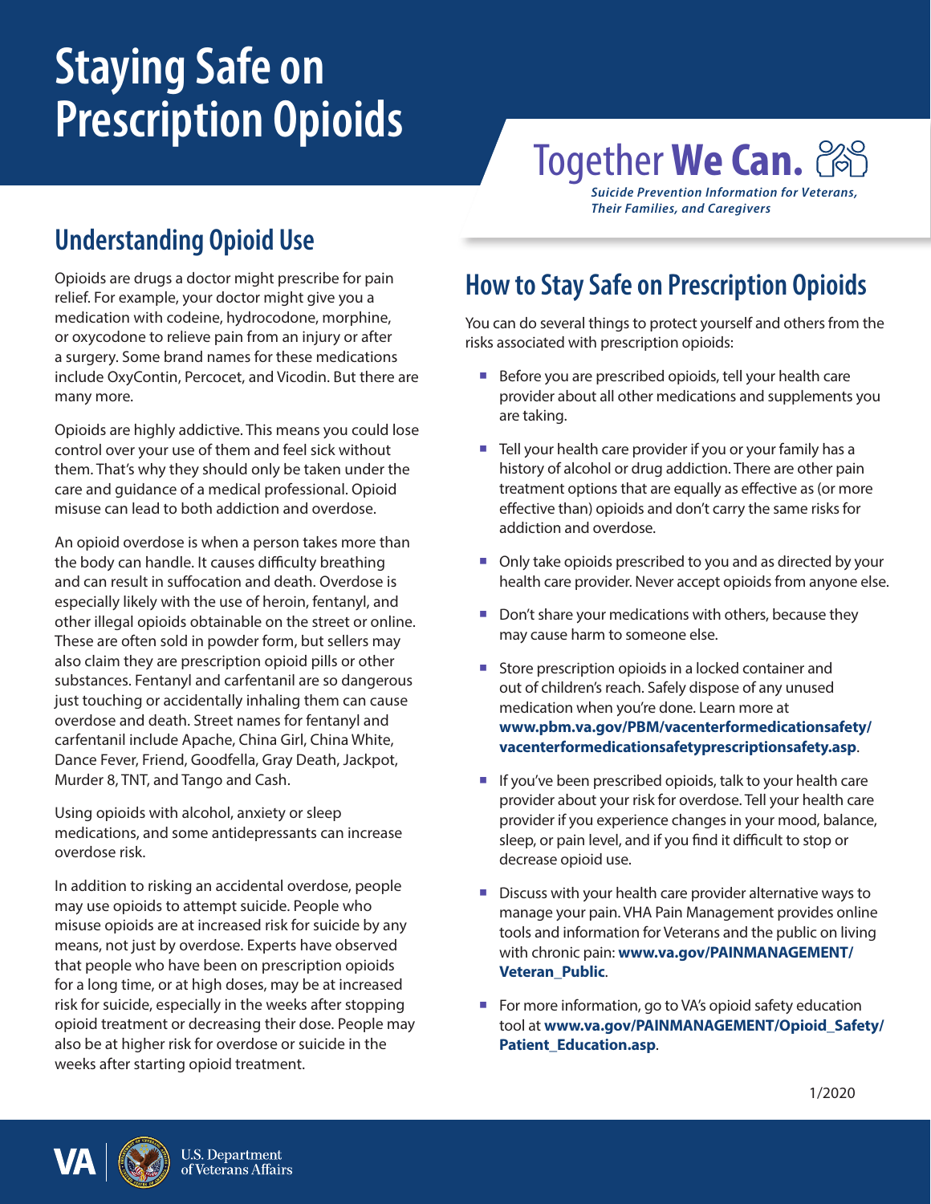# Staying Safe on Prescription Opioids

Together **We Can.**

***Suicide Prevention Information for Veterans, Their Families, and Caregivers***

## Understanding Opioid Use

Opioids are drugs a doctor might prescribe for pain relief. For example, your doctor might give you a medication with codeine, hydrocodone, morphine, or oxycodone to relieve pain from an injury or after a surgery. Some brand names for these medications include OxyContin, Percocet, and Vicodin. But there are many more.

Opioids are highly addictive. This means you could lose control over your use of them and feel sick without them. That's why they should only be taken under the care and guidance of a medical professional. Opioid misuse can lead to both addiction and overdose.

An opioid overdose is when a person takes more than the body can handle. It causes difficulty breathing and can result in suffocation and death. Overdose is especially likely with the use of heroin, fentanyl, and other illegal opioids obtainable on the street or online. These are often sold in powder form, but sellers may also claim they are prescription opioid pills or other substances. Fentanyl and carfentanil are so dangerous just touching or accidentally inhaling them can cause overdose and death. Street names for fentanyl and carfentanil include Apache, China Girl, China White, Dance Fever, Friend, Goodfella, Gray Death, Jackpot, Murder 8, TNT, and Tango and Cash.

Using opioids with alcohol, anxiety or sleep medications, and some antidepressants can increase overdose risk.

In addition to risking an accidental overdose, people may use opioids to attempt suicide. People who misuse opioids are at increased risk for suicide by any means, not just by overdose. Experts have observed that people who have been on prescription opioids for a long time, or at high doses, may be at increased risk for suicide, especially in the weeks after stopping opioid treatment or decreasing their dose. People may also be at higher risk for overdose or suicide in the weeks after starting opioid treatment.

## How to Stay Safe on Prescription Opioids

You can do several things to protect yourself and others from the risks associated with prescription opioids:

- Before you are prescribed opioids, tell your health care provider about all other medications and supplements you are taking.
- Tell your health care provider if you or your family has a history of alcohol or drug addiction. There are other pain treatment options that are equally as effective as (or more effective than) opioids and don't carry the same risks for addiction and overdose.
- Only take opioids prescribed to you and as directed by your health care provider. Never accept opioids from anyone else.
- Don't share your medications with others, because they may cause harm to someone else.
- Store prescription opioids in a locked container and out of children's reach. Safely dispose of any unused medication when you're done. Learn more at **www.pbm.va.gov/PBM/vacenterformedicationsafety/vacenterformedicationsafetyprescriptionsafety.asp**.
- If you've been prescribed opioids, talk to your health care provider about your risk for overdose. Tell your health care provider if you experience changes in your mood, balance, sleep, or pain level, and if you find it difficult to stop or decrease opioid use.
- Discuss with your health care provider alternative ways to manage your pain. VHA Pain Management provides online tools and information for Veterans and the public on living with chronic pain: **www.va.gov/PAINMANAGEMENT/Veteran_Public**.
- For more information, go to VA's opioid safety education tool at **www.va.gov/PAINMANAGEMENT/Opioid_Safety/Patient_Education.asp**.

1/2020

VA | U.S. Department of Veterans Affairs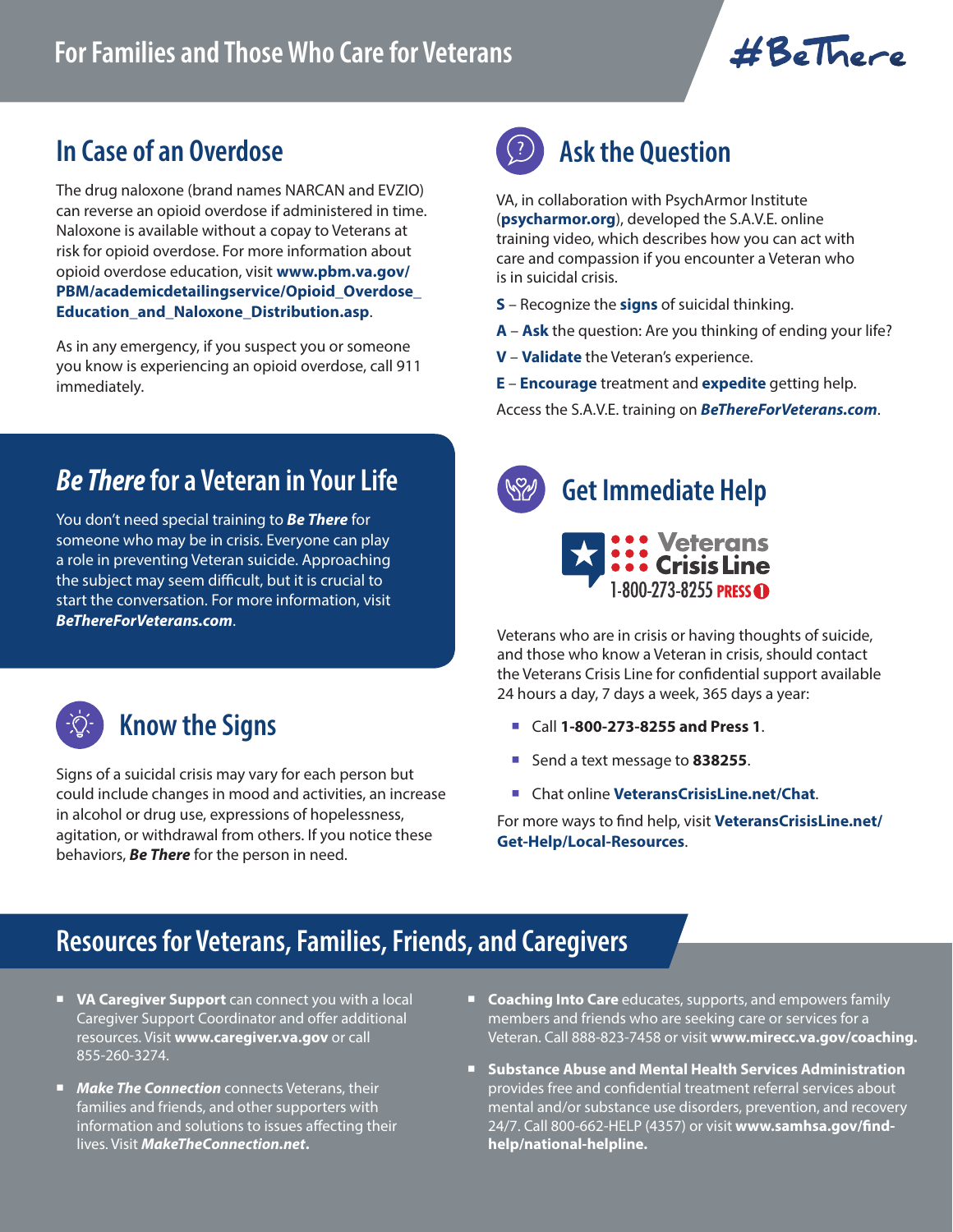## For Families and Those Who Care for Veterans

#BeThere

## In Case of an Overdose

The drug naloxone (brand names NARCAN and EVZIO) can reverse an opioid overdose if administered in time. Naloxone is available without a copay to Veterans at risk for opioid overdose. For more information about opioid overdose education, visit **www.pbm.va.gov/PBM/academicdetailingservice/Opioid_Overdose_Education_and_Naloxone_Distribution.asp**.

As in any emergency, if you suspect you or someone you know is experiencing an opioid overdose, call 911 immediately.

## *Be There* for a Veteran in Your Life

You don't need special training to ***Be There*** for someone who may be in crisis. Everyone can play a role in preventing Veteran suicide. Approaching the subject may seem difficult, but it is crucial to start the conversation. For more information, visit ***BeThereForVeterans.com***.

## Know the Signs

Signs of a suicidal crisis may vary for each person but could include changes in mood and activities, an increase in alcohol or drug use, expressions of hopelessness, agitation, or withdrawal from others. If you notice these behaviors, ***Be There*** for the person in need.

## Ask the Question

VA, in collaboration with PsychArmor Institute (**psycharmor.org**), developed the S.A.V.E. online training video, which describes how you can act with care and compassion if you encounter a Veteran who is in suicidal crisis.

**S** – Recognize the **signs** of suicidal thinking.

**A** – **Ask** the question: Are you thinking of ending your life?

**V** – **Validate** the Veteran's experience.

**E** – **Encourage** treatment and **expedite** getting help.

Access the S.A.V.E. training on ***BeThereForVeterans.com***.

## Get Immediate Help

Veterans Crisis Line
1-800-273-8255 PRESS 1

Veterans who are in crisis or having thoughts of suicide, and those who know a Veteran in crisis, should contact the Veterans Crisis Line for confidential support available 24 hours a day, 7 days a week, 365 days a year:

- Call **1-800-273-8255 and Press 1**.
- Send a text message to **838255**.
- Chat online **VeteransCrisisLine.net/Chat**.

For more ways to find help, visit **VeteransCrisisLine.net/Get-Help/Local-Resources**.

## Resources for Veterans, Families, Friends, and Caregivers

- **VA Caregiver Support** can connect you with a local Caregiver Support Coordinator and offer additional resources. Visit **www.caregiver.va.gov** or call 855-260-3274.
- ***Make The Connection*** connects Veterans, their families and friends, and other supporters with information and solutions to issues affecting their lives. Visit ***MakeTheConnection.net***.
- **Coaching Into Care** educates, supports, and empowers family members and friends who are seeking care or services for a Veteran. Call 888-823-7458 or visit **www.mirecc.va.gov/coaching.**
- **Substance Abuse and Mental Health Services Administration** provides free and confidential treatment referral services about mental and/or substance use disorders, prevention, and recovery 24/7. Call 800-662-HELP (4357) or visit **www.samhsa.gov/find-help/national-helpline.**